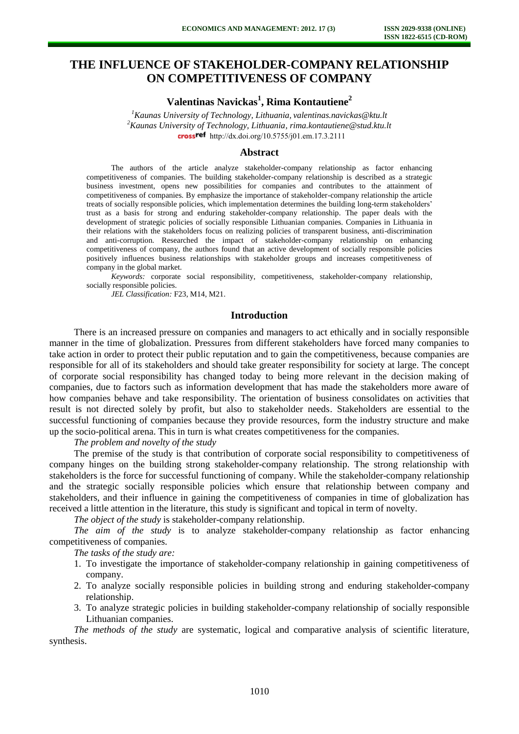# THE INFLUENCE OF STAKEHOLDER-COMPANY RELATIONSHIP ON COMPETITIVENESS OF COMPANY

**Valentinas Navickas[1], Rima Kontautiene[2]**

[1]*Kaunas University of Technology, Lithuania, valentinas.navickas@ktu.lt*
[2]*Kaunas University of Technology, Lithuania, rima.kontautiene@stud.ktu.lt*
http://dx.doi.org/10.5755/j01.em.17.3.2111

## Abstract

The authors of the article analyze stakeholder-company relationship as factor enhancing competitiveness of companies. The building stakeholder-company relationship is described as a strategic business investment, opens new possibilities for companies and contributes to the attainment of competitiveness of companies. By emphasize the importance of stakeholder-company relationship the article treats of socially responsible policies, which implementation determines the building long-term stakeholders' trust as a basis for strong and enduring stakeholder-company relationship. The paper deals with the development of strategic policies of socially responsible Lithuanian companies. Companies in Lithuania in their relations with the stakeholders focus on realizing policies of transparent business, anti-discrimination and anti-corruption. Researched the impact of stakeholder-company relationship on enhancing competitiveness of company, the authors found that an active development of socially responsible policies positively influences business relationships with stakeholder groups and increases competitiveness of company in the global market.

*Keywords:* corporate social responsibility, competitiveness, stakeholder-company relationship, socially responsible policies.

*JEL Classification:* F23, M14, M21.

## Introduction

There is an increased pressure on companies and managers to act ethically and in socially responsible manner in the time of globalization. Pressures from different stakeholders have forced many companies to take action in order to protect their public reputation and to gain the competitiveness, because companies are responsible for all of its stakeholders and should take greater responsibility for society at large. The concept of corporate social responsibility has changed today to being more relevant in the decision making of companies, due to factors such as information development that has made the stakeholders more aware of how companies behave and take responsibility. The orientation of business consolidates on activities that result is not directed solely by profit, but also to stakeholder needs. Stakeholders are essential to the successful functioning of companies because they provide resources, form the industry structure and make up the socio-political arena. This in turn is what creates competitiveness for the companies.

*The problem and novelty of the study*

The premise of the study is that contribution of corporate social responsibility to competitiveness of company hinges on the building strong stakeholder-company relationship. The strong relationship with stakeholders is the force for successful functioning of company. While the stakeholder-company relationship and the strategic socially responsible policies which ensure that relationship between company and stakeholders, and their influence in gaining the competitiveness of companies in time of globalization has received a little attention in the literature, this study is significant and topical in term of novelty.

*The object of the study* is stakeholder-company relationship.

*The aim of the study* is to analyze stakeholder-company relationship as factor enhancing competitiveness of companies.

*The tasks of the study are:*

1. To investigate the importance of stakeholder-company relationship in gaining competitiveness of company.
2. To analyze socially responsible policies in building strong and enduring stakeholder-company relationship.
3. To analyze strategic policies in building stakeholder-company relationship of socially responsible Lithuanian companies.

*The methods of the study* are systematic, logical and comparative analysis of scientific literature, synthesis.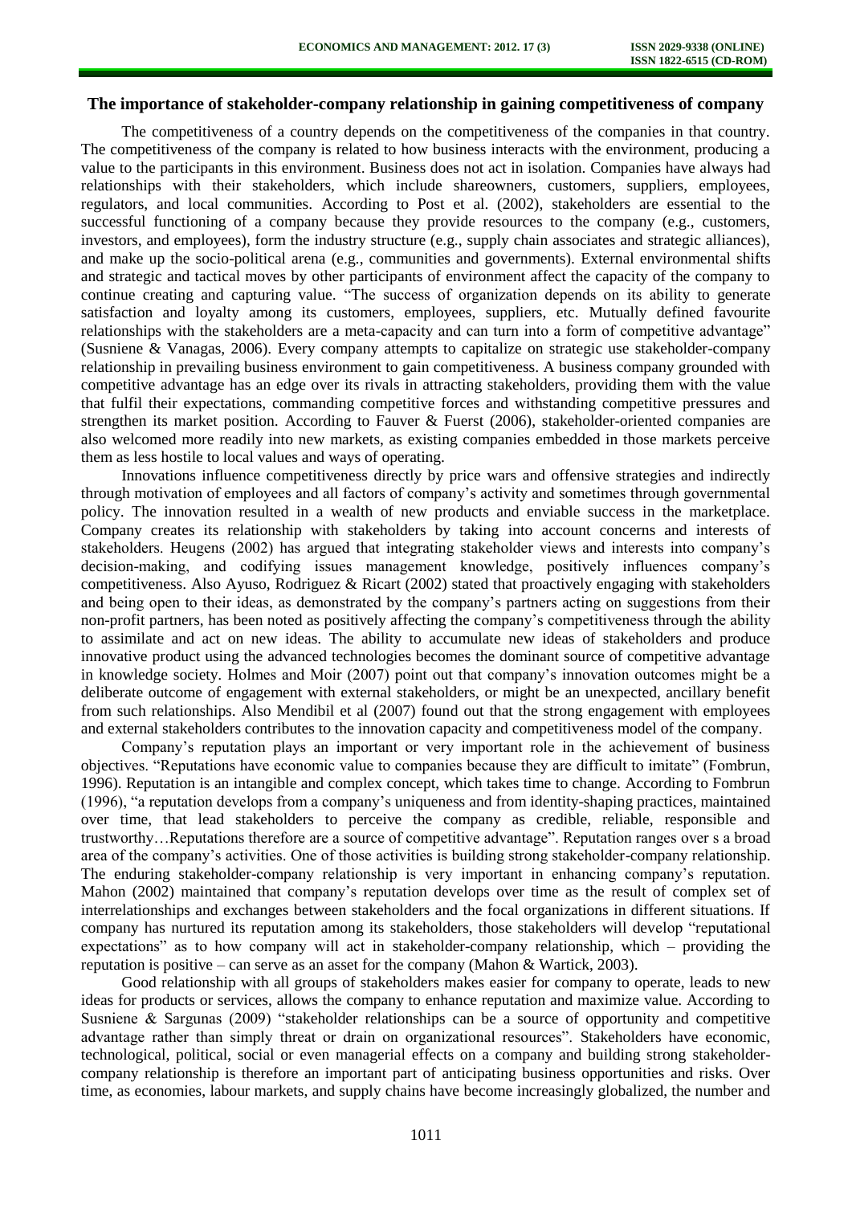## The importance of stakeholder-company relationship in gaining competitiveness of company

The competitiveness of a country depends on the competitiveness of the companies in that country. The competitiveness of the company is related to how business interacts with the environment, producing a value to the participants in this environment. Business does not act in isolation. Companies have always had relationships with their stakeholders, which include shareowners, customers, suppliers, employees, regulators, and local communities. According to Post et al. (2002), stakeholders are essential to the successful functioning of a company because they provide resources to the company (e.g., customers, investors, and employees), form the industry structure (e.g., supply chain associates and strategic alliances), and make up the socio-political arena (e.g., communities and governments). External environmental shifts and strategic and tactical moves by other participants of environment affect the capacity of the company to continue creating and capturing value. "The success of organization depends on its ability to generate satisfaction and loyalty among its customers, employees, suppliers, etc. Mutually defined favourite relationships with the stakeholders are a meta-capacity and can turn into a form of competitive advantage" (Susniene & Vanagas, 2006). Every company attempts to capitalize on strategic use stakeholder-company relationship in prevailing business environment to gain competitiveness. A business company grounded with competitive advantage has an edge over its rivals in attracting stakeholders, providing them with the value that fulfil their expectations, commanding competitive forces and withstanding competitive pressures and strengthen its market position. According to Fauver & Fuerst (2006), stakeholder-oriented companies are also welcomed more readily into new markets, as existing companies embedded in those markets perceive them as less hostile to local values and ways of operating.

Innovations influence competitiveness directly by price wars and offensive strategies and indirectly through motivation of employees and all factors of company's activity and sometimes through governmental policy. The innovation resulted in a wealth of new products and enviable success in the marketplace. Company creates its relationship with stakeholders by taking into account concerns and interests of stakeholders. Heugens (2002) has argued that integrating stakeholder views and interests into company's decision-making, and codifying issues management knowledge, positively influences company's competitiveness. Also Ayuso, Rodriguez & Ricart (2002) stated that proactively engaging with stakeholders and being open to their ideas, as demonstrated by the company's partners acting on suggestions from their non-profit partners, has been noted as positively affecting the company's competitiveness through the ability to assimilate and act on new ideas. The ability to accumulate new ideas of stakeholders and produce innovative product using the advanced technologies becomes the dominant source of competitive advantage in knowledge society. Holmes and Moir (2007) point out that company's innovation outcomes might be a deliberate outcome of engagement with external stakeholders, or might be an unexpected, ancillary benefit from such relationships. Also Mendibil et al (2007) found out that the strong engagement with employees and external stakeholders contributes to the innovation capacity and competitiveness model of the company.

Company's reputation plays an important or very important role in the achievement of business objectives. "Reputations have economic value to companies because they are difficult to imitate" (Fombrun, 1996). Reputation is an intangible and complex concept, which takes time to change. According to Fombrun (1996), "a reputation develops from a company's uniqueness and from identity-shaping practices, maintained over time, that lead stakeholders to perceive the company as credible, reliable, responsible and trustworthy…Reputations therefore are a source of competitive advantage". Reputation ranges over s a broad area of the company's activities. One of those activities is building strong stakeholder-company relationship. The enduring stakeholder-company relationship is very important in enhancing company's reputation. Mahon (2002) maintained that company's reputation develops over time as the result of complex set of interrelationships and exchanges between stakeholders and the focal organizations in different situations. If company has nurtured its reputation among its stakeholders, those stakeholders will develop "reputational expectations" as to how company will act in stakeholder-company relationship, which – providing the reputation is positive – can serve as an asset for the company (Mahon & Wartick, 2003).

Good relationship with all groups of stakeholders makes easier for company to operate, leads to new ideas for products or services, allows the company to enhance reputation and maximize value. According to Susniene & Sargunas (2009) "stakeholder relationships can be a source of opportunity and competitive advantage rather than simply threat or drain on organizational resources". Stakeholders have economic, technological, political, social or even managerial effects on a company and building strong stakeholder-company relationship is therefore an important part of anticipating business opportunities and risks. Over time, as economies, labour markets, and supply chains have become increasingly globalized, the number and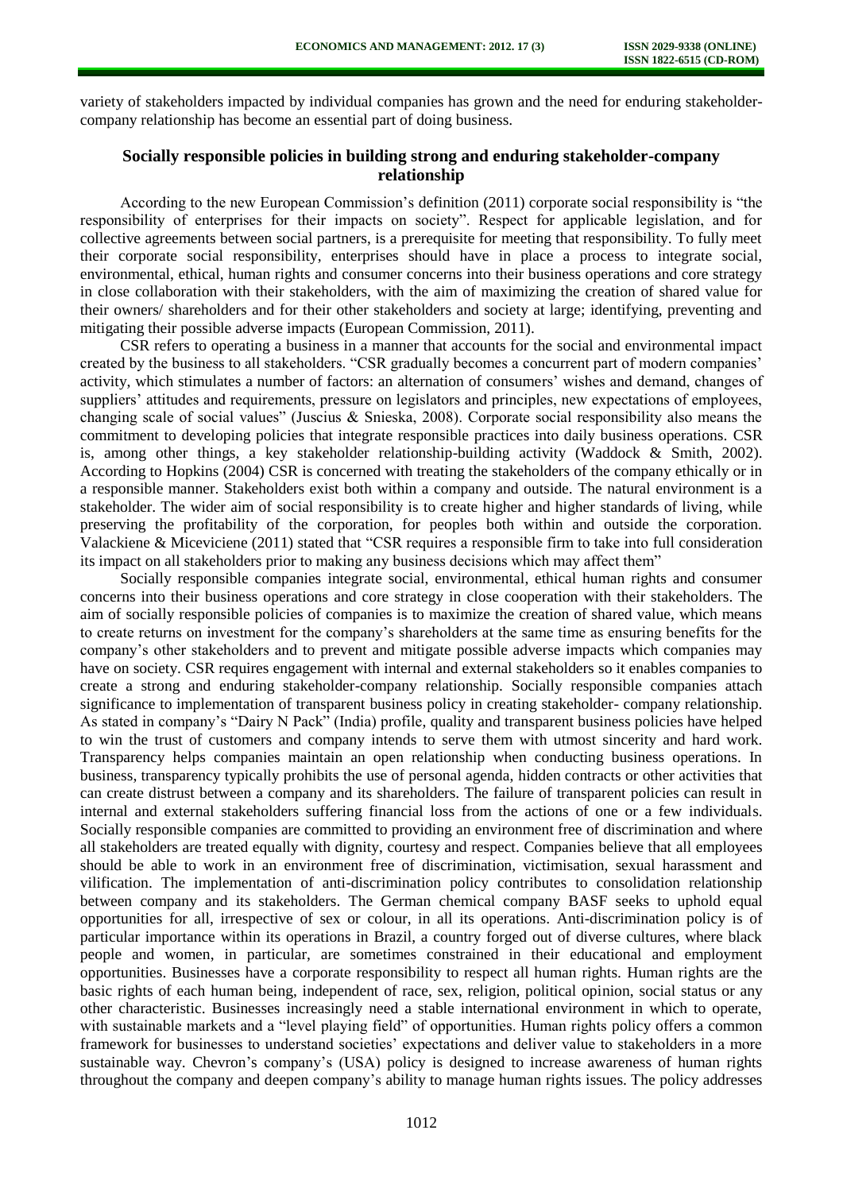variety of stakeholders impacted by individual companies has grown and the need for enduring stakeholder-company relationship has become an essential part of doing business.

## Socially responsible policies in building strong and enduring stakeholder-company relationship

According to the new European Commission's definition (2011) corporate social responsibility is "the responsibility of enterprises for their impacts on society". Respect for applicable legislation, and for collective agreements between social partners, is a prerequisite for meeting that responsibility. To fully meet their corporate social responsibility, enterprises should have in place a process to integrate social, environmental, ethical, human rights and consumer concerns into their business operations and core strategy in close collaboration with their stakeholders, with the aim of maximizing the creation of shared value for their owners/ shareholders and for their other stakeholders and society at large; identifying, preventing and mitigating their possible adverse impacts (European Commission, 2011).

CSR refers to operating a business in a manner that accounts for the social and environmental impact created by the business to all stakeholders. "CSR gradually becomes a concurrent part of modern companies' activity, which stimulates a number of factors: an alternation of consumers' wishes and demand, changes of suppliers' attitudes and requirements, pressure on legislators and principles, new expectations of employees, changing scale of social values" (Juscius & Snieska, 2008). Corporate social responsibility also means the commitment to developing policies that integrate responsible practices into daily business operations. CSR is, among other things, a key stakeholder relationship-building activity (Waddock & Smith, 2002). According to Hopkins (2004) CSR is concerned with treating the stakeholders of the company ethically or in a responsible manner. Stakeholders exist both within a company and outside. The natural environment is a stakeholder. The wider aim of social responsibility is to create higher and higher standards of living, while preserving the profitability of the corporation, for peoples both within and outside the corporation. Valackiene & Miceviciene (2011) stated that "CSR requires a responsible firm to take into full consideration its impact on all stakeholders prior to making any business decisions which may affect them"

Socially responsible companies integrate social, environmental, ethical human rights and consumer concerns into their business operations and core strategy in close cooperation with their stakeholders. The aim of socially responsible policies of companies is to maximize the creation of shared value, which means to create returns on investment for the company's shareholders at the same time as ensuring benefits for the company's other stakeholders and to prevent and mitigate possible adverse impacts which companies may have on society. CSR requires engagement with internal and external stakeholders so it enables companies to create a strong and enduring stakeholder-company relationship. Socially responsible companies attach significance to implementation of transparent business policy in creating stakeholder- company relationship. As stated in company's "Dairy N Pack" (India) profile, quality and transparent business policies have helped to win the trust of customers and company intends to serve them with utmost sincerity and hard work. Transparency helps companies maintain an open relationship when conducting business operations. In business, transparency typically prohibits the use of personal agenda, hidden contracts or other activities that can create distrust between a company and its shareholders. The failure of transparent policies can result in internal and external stakeholders suffering financial loss from the actions of one or a few individuals. Socially responsible companies are committed to providing an environment free of discrimination and where all stakeholders are treated equally with dignity, courtesy and respect. Companies believe that all employees should be able to work in an environment free of discrimination, victimisation, sexual harassment and vilification. The implementation of anti-discrimination policy contributes to consolidation relationship between company and its stakeholders. The German chemical company BASF seeks to uphold equal opportunities for all, irrespective of sex or colour, in all its operations. Anti-discrimination policy is of particular importance within its operations in Brazil, a country forged out of diverse cultures, where black people and women, in particular, are sometimes constrained in their educational and employment opportunities. Businesses have a corporate responsibility to respect all human rights. Human rights are the basic rights of each human being, independent of race, sex, religion, political opinion, social status or any other characteristic. Businesses increasingly need a stable international environment in which to operate, with sustainable markets and a "level playing field" of opportunities. Human rights policy offers a common framework for businesses to understand societies' expectations and deliver value to stakeholders in a more sustainable way. Chevron's company's (USA) policy is designed to increase awareness of human rights throughout the company and deepen company's ability to manage human rights issues. The policy addresses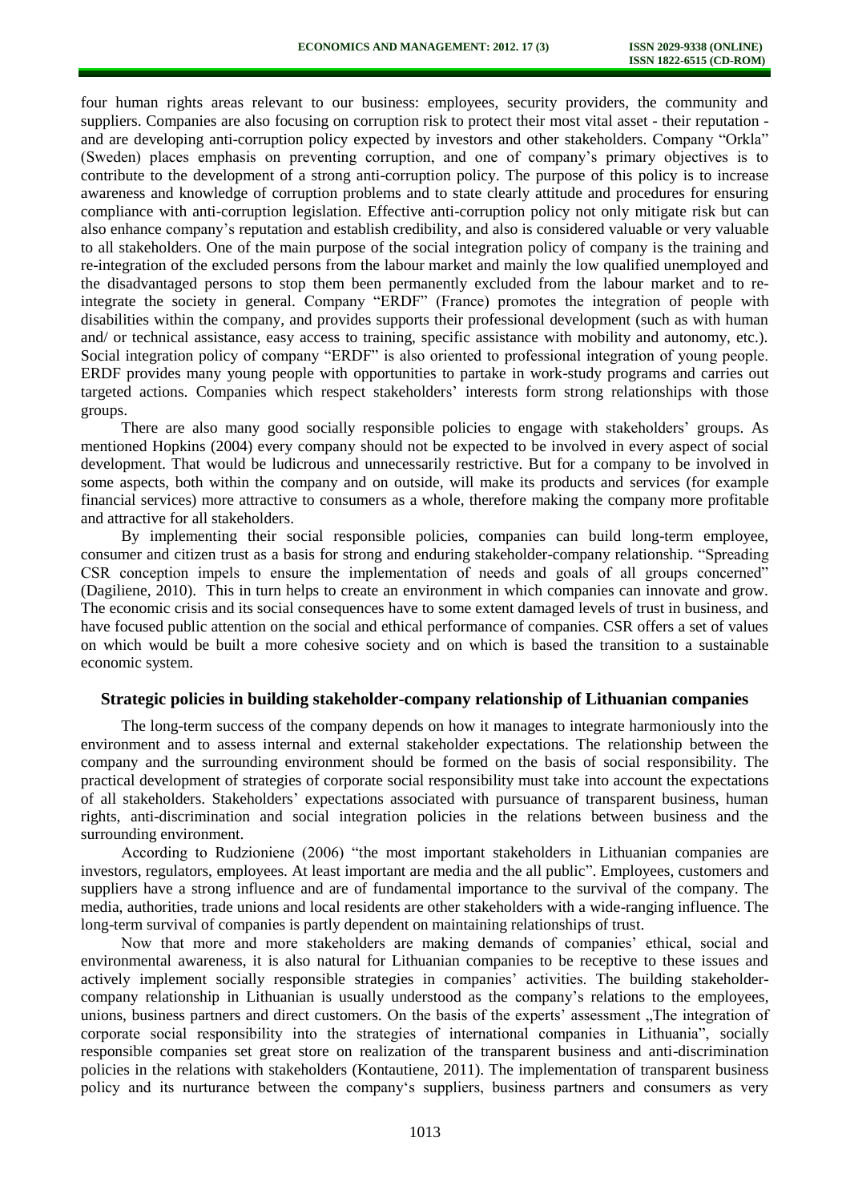four human rights areas relevant to our business: employees, security providers, the community and suppliers. Companies are also focusing on corruption risk to protect their most vital asset - their reputation - and are developing anti-corruption policy expected by investors and other stakeholders. Company "Orkla" (Sweden) places emphasis on preventing corruption, and one of company's primary objectives is to contribute to the development of a strong anti-corruption policy. The purpose of this policy is to increase awareness and knowledge of corruption problems and to state clearly attitude and procedures for ensuring compliance with anti-corruption legislation. Effective anti-corruption policy not only mitigate risk but can also enhance company's reputation and establish credibility, and also is considered valuable or very valuable to all stakeholders. One of the main purpose of the social integration policy of company is the training and re-integration of the excluded persons from the labour market and mainly the low qualified unemployed and the disadvantaged persons to stop them been permanently excluded from the labour market and to re-integrate the society in general. Company "ERDF" (France) promotes the integration of people with disabilities within the company, and provides supports their professional development (such as with human and/ or technical assistance, easy access to training, specific assistance with mobility and autonomy, etc.). Social integration policy of company "ERDF" is also oriented to professional integration of young people. ERDF provides many young people with opportunities to partake in work-study programs and carries out targeted actions. Companies which respect stakeholders' interests form strong relationships with those groups.

There are also many good socially responsible policies to engage with stakeholders' groups. As mentioned Hopkins (2004) every company should not be expected to be involved in every aspect of social development. That would be ludicrous and unnecessarily restrictive. But for a company to be involved in some aspects, both within the company and on outside, will make its products and services (for example financial services) more attractive to consumers as a whole, therefore making the company more profitable and attractive for all stakeholders.

By implementing their social responsible policies, companies can build long-term employee, consumer and citizen trust as a basis for strong and enduring stakeholder-company relationship. "Spreading CSR conception impels to ensure the implementation of needs and goals of all groups concerned" (Dagiliene, 2010). This in turn helps to create an environment in which companies can innovate and grow. The economic crisis and its social consequences have to some extent damaged levels of trust in business, and have focused public attention on the social and ethical performance of companies. CSR offers a set of values on which would be built a more cohesive society and on which is based the transition to a sustainable economic system.

## Strategic policies in building stakeholder-company relationship of Lithuanian companies

The long-term success of the company depends on how it manages to integrate harmoniously into the environment and to assess internal and external stakeholder expectations. The relationship between the company and the surrounding environment should be formed on the basis of social responsibility. The practical development of strategies of corporate social responsibility must take into account the expectations of all stakeholders. Stakeholders' expectations associated with pursuance of transparent business, human rights, anti-discrimination and social integration policies in the relations between business and the surrounding environment.

According to Rudzioniene (2006) "the most important stakeholders in Lithuanian companies are investors, regulators, employees. At least important are media and the all public". Employees, customers and suppliers have a strong influence and are of fundamental importance to the survival of the company. The media, authorities, trade unions and local residents are other stakeholders with a wide-ranging influence. The long-term survival of companies is partly dependent on maintaining relationships of trust.

Now that more and more stakeholders are making demands of companies' ethical, social and environmental awareness, it is also natural for Lithuanian companies to be receptive to these issues and actively implement socially responsible strategies in companies' activities. The building stakeholder-company relationship in Lithuanian is usually understood as the company's relations to the employees, unions, business partners and direct customers. On the basis of the experts' assessment „The integration of corporate social responsibility into the strategies of international companies in Lithuania", socially responsible companies set great store on realization of the transparent business and anti-discrimination policies in the relations with stakeholders (Kontautiene, 2011). The implementation of transparent business policy and its nurturance between the company's suppliers, business partners and consumers as very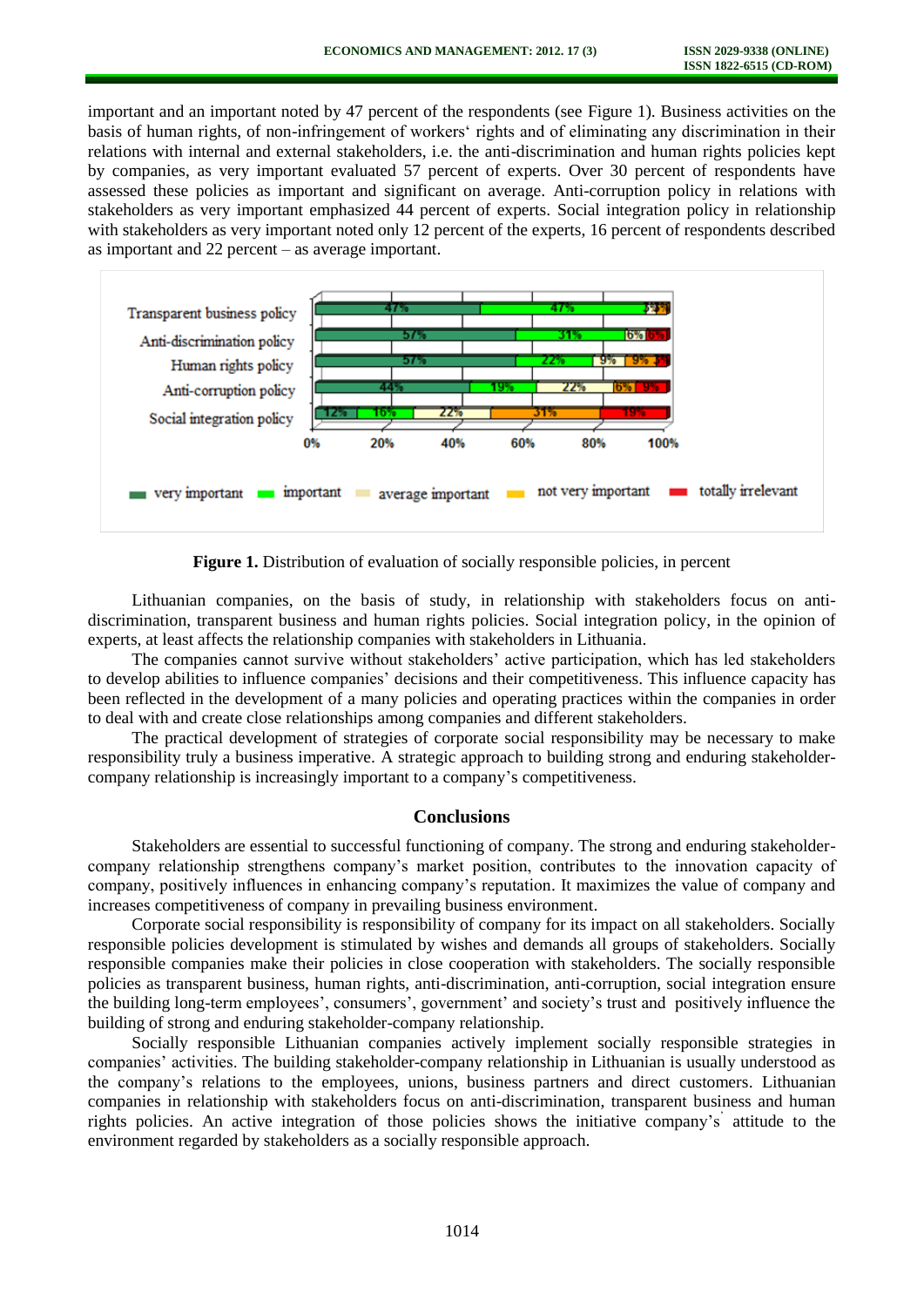important and an important noted by 47 percent of the respondents (see Figure 1). Business activities on the basis of human rights, of non-infringement of workers' rights and of eliminating any discrimination in their relations with internal and external stakeholders, i.e. the anti-discrimination and human rights policies kept by companies, as very important evaluated 57 percent of experts. Over 30 percent of respondents have assessed these policies as important and significant on average. Anti-corruption policy in relations with stakeholders as very important emphasized 44 percent of experts. Social integration policy in relationship with stakeholders as very important noted only 12 percent of the experts, 16 percent of respondents described as important and 22 percent – as average important.

**Figure 1.** Distribution of evaluation of socially responsible policies, in percent

Lithuanian companies, on the basis of study, in relationship with stakeholders focus on anti-discrimination, transparent business and human rights policies. Social integration policy, in the opinion of experts, at least affects the relationship companies with stakeholders in Lithuania.

The companies cannot survive without stakeholders' active participation, which has led stakeholders to develop abilities to influence companies' decisions and their competitiveness. This influence capacity has been reflected in the development of a many policies and operating practices within the companies in order to deal with and create close relationships among companies and different stakeholders.

The practical development of strategies of corporate social responsibility may be necessary to make responsibility truly a business imperative. A strategic approach to building strong and enduring stakeholder-company relationship is increasingly important to a company's competitiveness.

## Conclusions

Stakeholders are essential to successful functioning of company. The strong and enduring stakeholder-company relationship strengthens company's market position, contributes to the innovation capacity of company, positively influences in enhancing company's reputation. It maximizes the value of company and increases competitiveness of company in prevailing business environment.

Corporate social responsibility is responsibility of company for its impact on all stakeholders. Socially responsible policies development is stimulated by wishes and demands all groups of stakeholders. Socially responsible companies make their policies in close cooperation with stakeholders. The socially responsible policies as transparent business, human rights, anti-discrimination, anti-corruption, social integration ensure the building long-term employees', consumers', government' and society's trust and positively influence the building of strong and enduring stakeholder-company relationship.

Socially responsible Lithuanian companies actively implement socially responsible strategies in companies' activities. The building stakeholder-company relationship in Lithuanian is usually understood as the company's relations to the employees, unions, business partners and direct customers. Lithuanian companies in relationship with stakeholders focus on anti-discrimination, transparent business and human rights policies. An active integration of those policies shows the initiative company's attitude to the environment regarded by stakeholders as a socially responsible approach.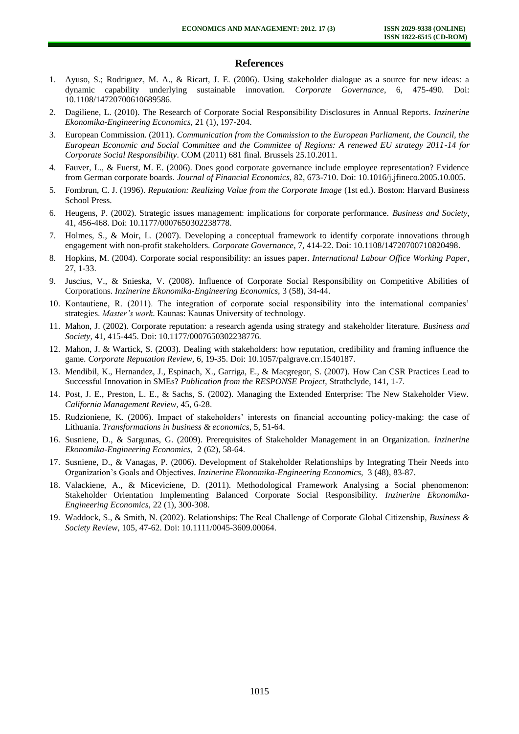## References

1. Ayuso, S.; Rodriguez, M. A., & Ricart, J. E. (2006). Using stakeholder dialogue as a source for new ideas: a dynamic capability underlying sustainable innovation. *Corporate Governance*, 6, 475-490. Doi: 10.1108/14720700610689586.
2. Dagiliene, L. (2010). The Research of Corporate Social Responsibility Disclosures in Annual Reports. *Inzinerine Ekonomika-Engineering Economics,* 21 (1), 197-204.
3. European Commission. (2011). *Communication from the Commission to the European Parliament, the Council, the European Economic and Social Committee and the Committee of Regions: A renewed EU strategy 2011-14 for Corporate Social Responsibility*. COM (2011) 681 final. Brussels 25.10.2011.
4. Fauver, L., & Fuerst, M. E. (2006). Does good corporate governance include employee representation? Evidence from German corporate boards. *Journal of Financial Economics*, 82, 673-710. Doi: 10.1016/j.jfineco.2005.10.005.
5. Fombrun, C. J. (1996). *Reputation: Realizing Value from the Corporate Image* (1st ed.). Boston: Harvard Business School Press.
6. Heugens, P. (2002). Strategic issues management: implications for corporate performance. *Business and Society*, 41, 456-468. Doi: 10.1177/0007650302238778.
7. Holmes, S., & Moir, L. (2007). Developing a conceptual framework to identify corporate innovations through engagement with non-profit stakeholders. *Corporate Governance*, 7, 414-22. Doi: 10.1108/14720700710820498.
8. Hopkins, M. (2004). Corporate social responsibility: an issues paper. *International Labour Office Working Paper*, 27, 1-33.
9. Juscius, V., & Snieska, V. (2008). Influence of Corporate Social Responsibility on Competitive Abilities of Corporations. *Inzinerine Ekonomika-Engineering Economics,* 3 (58), 34-44.
10. Kontautiene, R. (2011). The integration of corporate social responsibility into the international companies' strategies. *Master's work*. Kaunas: Kaunas University of technology.
11. Mahon, J. (2002). Corporate reputation: a research agenda using strategy and stakeholder literature. *Business and Society,* 41, 415-445. Doi: 10.1177/0007650302238776.
12. Mahon, J. & Wartick, S. (2003). Dealing with stakeholders: how reputation, credibility and framing influence the game. *Corporate Reputation Review*, 6, 19-35. Doi: 10.1057/palgrave.crr.1540187.
13. Mendibil, K., Hernandez, J., Espinach, X., Garriga, E., & Macgregor, S. (2007). How Can CSR Practices Lead to Successful Innovation in SMEs? *Publication from the RESPONSE Project*, Strathclyde, 141, 1-7.
14. Post, J. E., Preston, L. E., & Sachs, S. (2002). Managing the Extended Enterprise: The New Stakeholder View. *California Management Review*, 45, 6-28.
15. Rudzioniene, K. (2006). Impact of stakeholders' interests on financial accounting policy-making: the case of Lithuania. *Transformations in business & economics*, 5, 51-64.
16. Susniene, D., & Sargunas, G. (2009). Prerequisites of Stakeholder Management in an Organization. *Inzinerine Ekonomika-Engineering Economics*, 2 (62), 58-64.
17. Susniene, D., & Vanagas, P. (2006). Development of Stakeholder Relationships by Integrating Their Needs into Organization's Goals and Objectives. *Inzinerine Ekonomika-Engineering Economics*, 3 (48), 83-87.
18. Valackiene, A., & Miceviciene, D. (2011). Methodological Framework Analysing a Social phenomenon: Stakeholder Orientation Implementing Balanced Corporate Social Responsibility. *Inzinerine Ekonomika-Engineering Economics*, 22 (1), 300-308.
19. Waddock, S., & Smith, N. (2002). Relationships: The Real Challenge of Corporate Global Citizenship, *Business & Society Review*, 105, 47-62. Doi: 10.1111/0045-3609.00064.